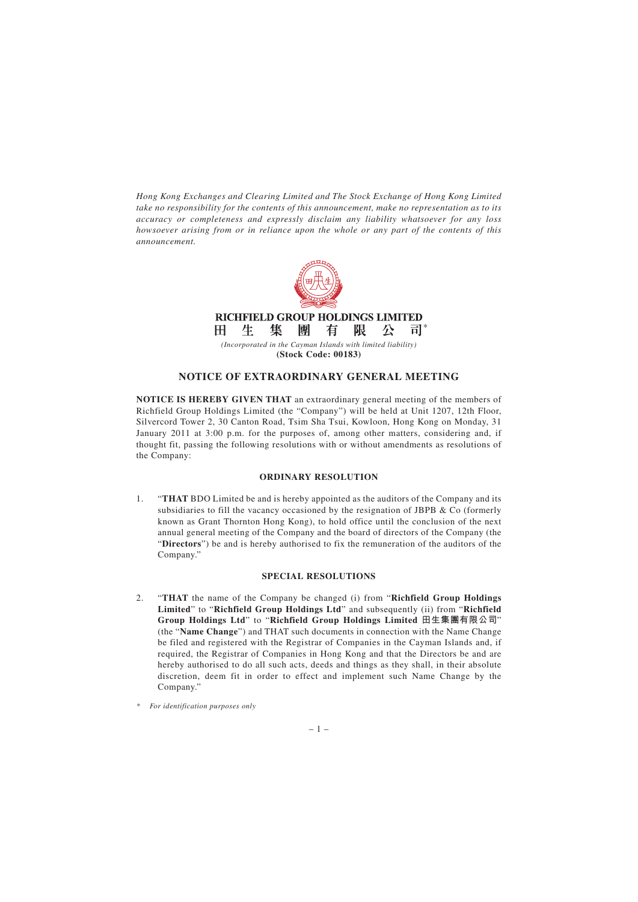*Hong Kong Exchanges and Clearing Limited and The Stock Exchange of Hong Kong Limited take no responsibility for the contents of this announcement, make no representation as to its accuracy or completeness and expressly disclaim any liability whatsoever for any loss howsoever arising from or in reliance upon the whole or any part of the contents of this announcement.*

**RICHFIELD GROUP HOLDINGS LIMITED**

**田 生 集 團 有 限 公 司***

*(Incorporated in the Cayman Islands with limited liability)*

**(Stock Code: 00183)**

## NOTICE OF EXTRAORDINARY GENERAL MEETING

**NOTICE IS HEREBY GIVEN THAT** an extraordinary general meeting of the members of Richfield Group Holdings Limited (the "Company") will be held at Unit 1207, 12th Floor, Silvercord Tower 2, 30 Canton Road, Tsim Sha Tsui, Kowloon, Hong Kong on Monday, 31 January 2011 at 3:00 p.m. for the purposes of, among other matters, considering and, if thought fit, passing the following resolutions with or without amendments as resolutions of the Company:

### ORDINARY RESOLUTION

1. "**THAT** BDO Limited be and is hereby appointed as the auditors of the Company and its subsidiaries to fill the vacancy occasioned by the resignation of JBPB & Co (formerly known as Grant Thornton Hong Kong), to hold office until the conclusion of the next annual general meeting of the Company and the board of directors of the Company (the "**Directors**") be and is hereby authorised to fix the remuneration of the auditors of the Company."

### SPECIAL RESOLUTIONS

2. "**THAT** the name of the Company be changed (i) from "**Richfield Group Holdings Limited**" to "**Richfield Group Holdings Ltd**" and subsequently (ii) from "**Richfield Group Holdings Ltd**" to "**Richfield Group Holdings Limited 田生集團有限公司**" (the "**Name Change**") and THAT such documents in connection with the Name Change be filed and registered with the Registrar of Companies in the Cayman Islands and, if required, the Registrar of Companies in Hong Kong and that the Directors be and are hereby authorised to do all such acts, deeds and things as they shall, in their absolute discretion, deem fit in order to effect and implement such Name Change by the Company."

\* *For identification purposes only*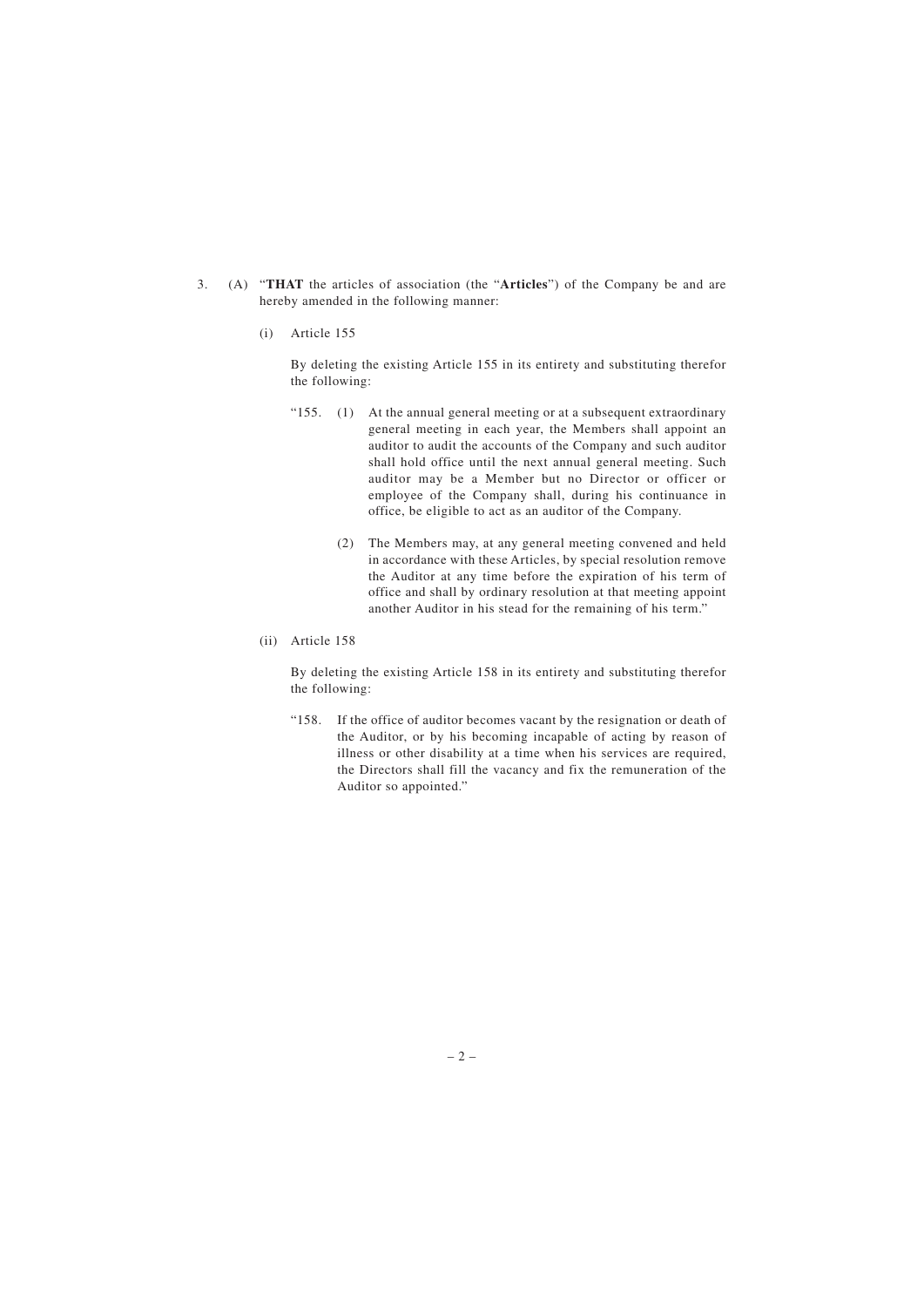3. (A) "**THAT** the articles of association (the "**Articles**") of the Company be and are hereby amended in the following manner:

   (i) Article 155

   By deleting the existing Article 155 in its entirety and substituting therefor the following:

   "155. (1) At the annual general meeting or at a subsequent extraordinary general meeting in each year, the Members shall appoint an auditor to audit the accounts of the Company and such auditor shall hold office until the next annual general meeting. Such auditor may be a Member but no Director or officer or employee of the Company shall, during his continuance in office, be eligible to act as an auditor of the Company.

   (2) The Members may, at any general meeting convened and held in accordance with these Articles, by special resolution remove the Auditor at any time before the expiration of his term of office and shall by ordinary resolution at that meeting appoint another Auditor in his stead for the remaining of his term."

   (ii) Article 158

   By deleting the existing Article 158 in its entirety and substituting therefor the following:

   "158. If the office of auditor becomes vacant by the resignation or death of the Auditor, or by his becoming incapable of acting by reason of illness or other disability at a time when his services are required, the Directors shall fill the vacancy and fix the remuneration of the Auditor so appointed."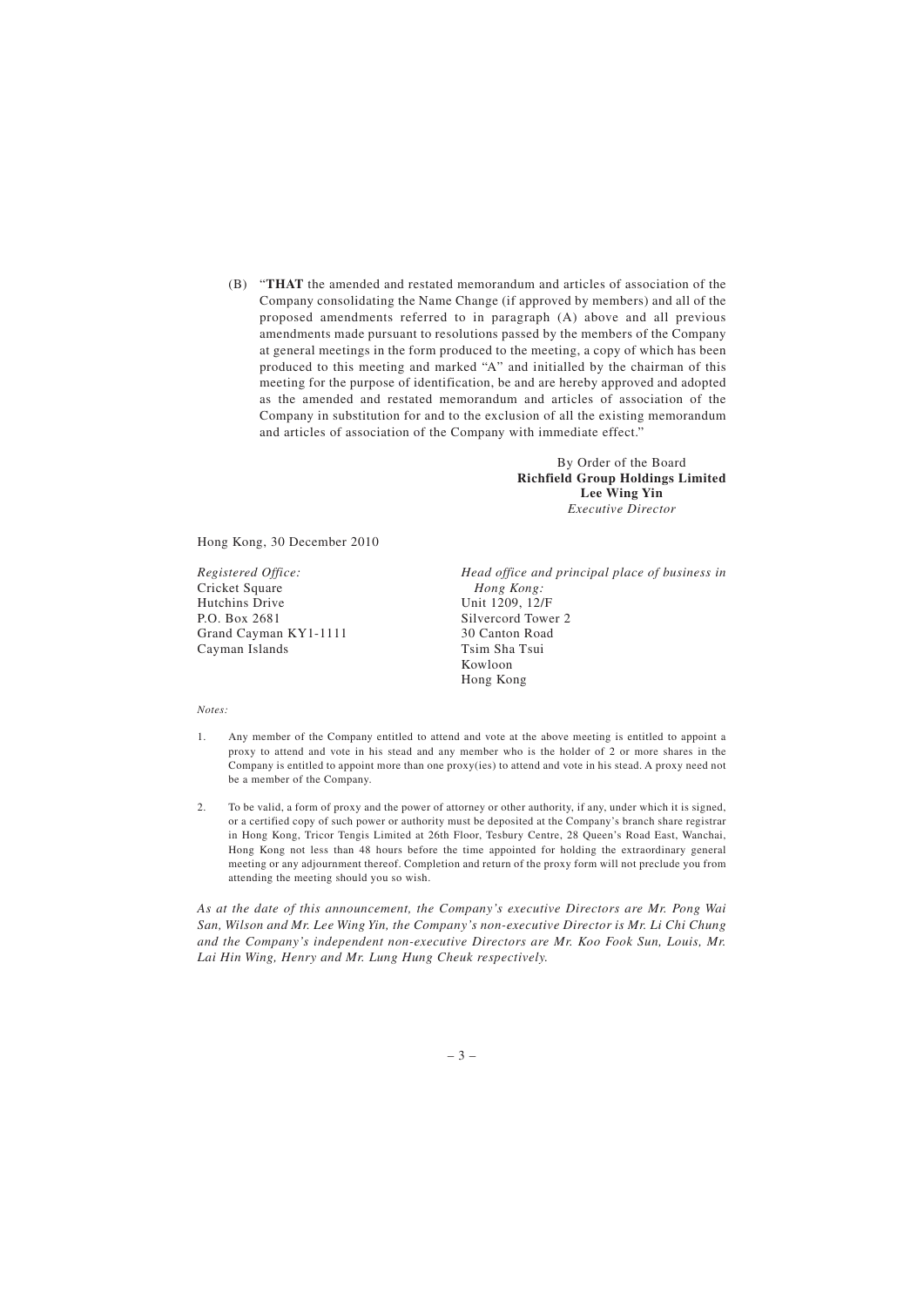(B) "**THAT** the amended and restated memorandum and articles of association of the Company consolidating the Name Change (if approved by members) and all of the proposed amendments referred to in paragraph (A) above and all previous amendments made pursuant to resolutions passed by the members of the Company at general meetings in the form produced to the meeting, a copy of which has been produced to this meeting and marked "A" and initialled by the chairman of this meeting for the purpose of identification, be and are hereby approved and adopted as the amended and restated memorandum and articles of association of the Company in substitution for and to the exclusion of all the existing memorandum and articles of association of the Company with immediate effect."

By Order of the Board
**Richfield Group Holdings Limited**
**Lee Wing Yin**
*Executive Director*

Hong Kong, 30 December 2010

*Registered Office:*
Cricket Square
Hutchins Drive
P.O. Box 2681
Grand Cayman KY1-1111
Cayman Islands

*Head office and principal place of business in Hong Kong:*
Unit 1209, 12/F
Silvercord Tower 2
30 Canton Road
Tsim Sha Tsui
Kowloon
Hong Kong

*Notes:*

1. Any member of the Company entitled to attend and vote at the above meeting is entitled to appoint a proxy to attend and vote in his stead and any member who is the holder of 2 or more shares in the Company is entitled to appoint more than one proxy(ies) to attend and vote in his stead. A proxy need not be a member of the Company.

2. To be valid, a form of proxy and the power of attorney or other authority, if any, under which it is signed, or a certified copy of such power or authority must be deposited at the Company's branch share registrar in Hong Kong, Tricor Tengis Limited at 26th Floor, Tesbury Centre, 28 Queen's Road East, Wanchai, Hong Kong not less than 48 hours before the time appointed for holding the extraordinary general meeting or any adjournment thereof. Completion and return of the proxy form will not preclude you from attending the meeting should you so wish.

*As at the date of this announcement, the Company's executive Directors are Mr. Pong Wai San, Wilson and Mr. Lee Wing Yin, the Company's non-executive Director is Mr. Li Chi Chung and the Company's independent non-executive Directors are Mr. Koo Fook Sun, Louis, Mr. Lai Hin Wing, Henry and Mr. Lung Hung Cheuk respectively.*